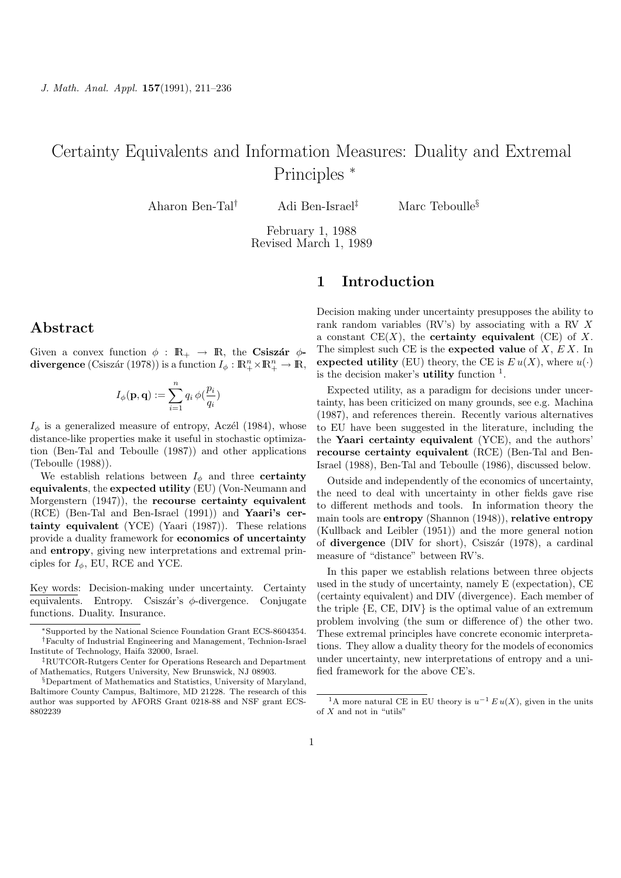*J. Math. Anal. Appl.* **157**(1991), 211–236

# Certainty Equivalents and Information Measures: Duality and Extremal Principles *

Aharon Ben-Tal[†] Adi Ben-Israel[‡] Marc Teboulle[§]

February 1, 1988
Revised March 1, 1989

## Abstract

Given a convex function $\phi : \mathbb{R}_+ \to \mathbb{R}$, the **Csiszár $\phi$-divergence** (Csiszár (1978)) is a function $I_\phi : \mathbb{R}^n_+ \times \mathbb{R}^n_+ \to \mathbb{R}$,

$$I_\phi(\mathbf{p}, \mathbf{q}) := \sum_{i=1}^{n} q_i \, \phi(\frac{p_i}{q_i})$$

$I_\phi$ is a generalized measure of entropy, Aczél (1984), whose distance-like properties make it useful in stochastic optimization (Ben-Tal and Teboulle (1987)) and other applications (Teboulle (1988)).

We establish relations between $I_\phi$ and three **certainty equivalents**, the **expected utility** (EU) (Von-Neumann and Morgenstern (1947)), the **recourse certainty equivalent** (RCE) (Ben-Tal and Ben-Israel (1991)) and **Yaari's certainty equivalent** (YCE) (Yaari (1987)). These relations provide a duality framework for **economics of uncertainty** and **entropy**, giving new interpretations and extremal principles for $I_\phi$, EU, RCE and YCE.

Key words: Decision-making under uncertainty. Certainty equivalents. Entropy. Csiszár's $\phi$-divergence. Conjugate functions. Duality. Insurance.

*Supported by the National Science Foundation Grant ECS-8604354.

†Faculty of Industrial Engineering and Management, Technion-Israel Institute of Technology, Haifa 32000, Israel.

‡RUTCOR-Rutgers Center for Operations Research and Department of Mathematics, Rutgers University, New Brunswick, NJ 08903.

§Department of Mathematics and Statistics, University of Maryland, Baltimore County Campus, Baltimore, MD 21228. The research of this author was supported by AFORS Grant 0218-88 and NSF grant ECS-8802239

## 1 Introduction

Decision making under uncertainty presupposes the ability to rank random variables (RV's) by associating with a RV $X$ a constant CE($X$), the **certainty equivalent** (CE) of $X$. The simplest such CE is the **expected value** of $X$, $E\,X$. In **expected utility** (EU) theory, the CE is $E\,u(X)$, where $u(\cdot)$ is the decision maker's **utility** function [1].

Expected utility, as a paradigm for decisions under uncertainty, has been criticized on many grounds, see e.g. Machina (1987), and references therein. Recently various alternatives to EU have been suggested in the literature, including the the **Yaari certainty equivalent** (YCE), and the authors' **recourse certainty equivalent** (RCE) (Ben-Tal and Ben-Israel (1988), Ben-Tal and Teboulle (1986), discussed below.

Outside and independently of the economics of uncertainty, the need to deal with uncertainty in other fields gave rise to different methods and tools. In information theory the main tools are **entropy** (Shannon (1948)), **relative entropy** (Kullback and Leibler (1951)) and the more general notion of **divergence** (DIV for short), Csiszár (1978), a cardinal measure of "distance" between RV's.

In this paper we establish relations between three objects used in the study of uncertainty, namely E (expectation), CE (certainty equivalent) and DIV (divergence). Each member of the triple {E, CE, DIV} is the optimal value of an extremum problem involving (the sum or difference of) the other two. These extremal principles have concrete economic interpretations. They allow a duality theory for the models of economics under uncertainty, new interpretations of entropy and a unified framework for the above CE's.

[1]A more natural CE in EU theory is $u^{-1}\,E\,u(X)$, given in the units of $X$ and not in "utils"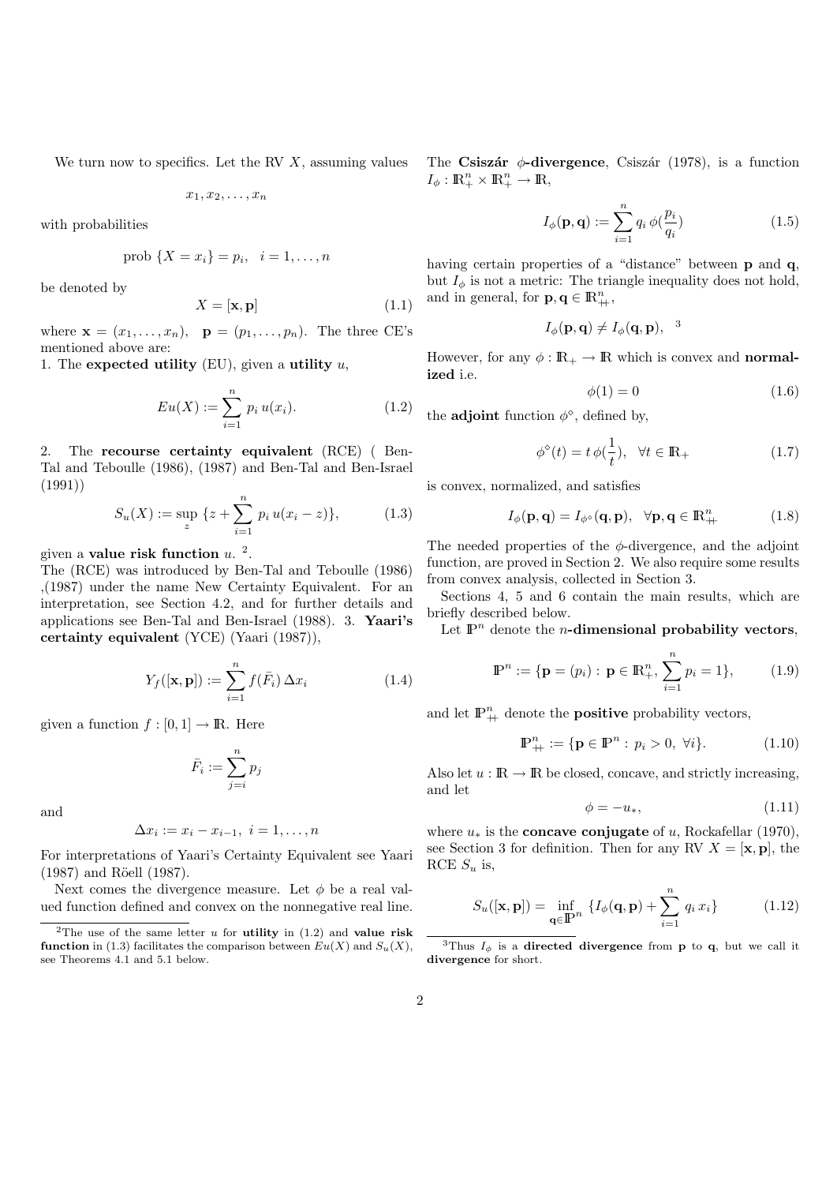We turn now to specifics. Let the RV $X$, assuming values

$$x_1, x_2, \ldots, x_n$$

with probabilities

$$\text{prob } \{X = x_i\} = p_i, \quad i = 1, \ldots, n$$

be denoted by

$$X = [\mathbf{x}, \mathbf{p}] \tag{1.1}$$

where $\mathbf{x} = (x_1, \ldots, x_n)$, $\mathbf{p} = (p_1, \ldots, p_n)$. The three CE's mentioned above are:

1. The **expected utility** (EU), given a **utility** $u$,

$$Eu(X) := \sum_{i=1}^{n} p_i \, u(x_i). \tag{1.2}$$

2. The **recourse certainty equivalent** (RCE) ( Ben-Tal and Teboulle (1986), (1987) and Ben-Tal and Ben-Israel (1991))

$$S_u(X) := \sup_z \, \{z + \sum_{i=1}^{n} p_i \, u(x_i - z)\}, \tag{1.3}$$

given a **value risk function** $u$. [2].

The (RCE) was introduced by Ben-Tal and Teboulle (1986) ,(1987) under the name New Certainty Equivalent. For an interpretation, see Section 4.2, and for further details and applications see Ben-Tal and Ben-Israel (1988). 3. **Yaari's certainty equivalent** (YCE) (Yaari (1987)),

$$Y_f([\mathbf{x}, \mathbf{p}]) := \sum_{i=1}^{n} f(\bar{F}_i) \, \Delta x_i \tag{1.4}$$

given a function $f : [0, 1] \to \mathbb{R}$. Here

$$\bar{F}_i := \sum_{j=i}^{n} p_j$$

and

$$\Delta x_i := x_i - x_{i-1}, \; i = 1, \ldots, n$$

For interpretations of Yaari's Certainty Equivalent see Yaari (1987) and Röell (1987).

Next comes the divergence measure. Let $\phi$ be a real valued function defined and convex on the nonnegative real line. The **Csiszár $\phi$-divergence**, Csiszár (1978), is a function $I_\phi : \mathbb{R}^n_+ \times \mathbb{R}^n_+ \to \mathbb{R}$,

$$I_\phi(\mathbf{p}, \mathbf{q}) := \sum_{i=1}^{n} q_i \, \phi(\frac{p_i}{q_i}) \tag{1.5}$$

having certain properties of a "distance" between $\mathbf{p}$ and $\mathbf{q}$, but $I_\phi$ is not a metric: The triangle inequality does not hold, and in general, for $\mathbf{p}, \mathbf{q} \in \mathbb{R}^n_{++}$,

$$I_\phi(\mathbf{p}, \mathbf{q}) \neq I_\phi(\mathbf{q}, \mathbf{p}), \quad [3]$$

However, for any $\phi : \mathbb{R}_+ \to \mathbb{R}$ which is convex and **normalized** i.e.

$$\phi(1) = 0 \tag{1.6}$$

the **adjoint** function $\phi^\diamond$, defined by,

$$\phi^\diamond(t) = t \, \phi(\frac{1}{t}), \quad \forall t \in \mathbb{R}_+ \tag{1.7}$$

is convex, normalized, and satisfies

$$I_\phi(\mathbf{p}, \mathbf{q}) = I_{\phi^\diamond}(\mathbf{q}, \mathbf{p}), \quad \forall \mathbf{p}, \mathbf{q} \in \mathbb{R}^n_{++} \tag{1.8}$$

The needed properties of the $\phi$-divergence, and the adjoint function, are proved in Section 2. We also require some results from convex analysis, collected in Section 3.

Sections 4, 5 and 6 contain the main results, which are briefly described below.

Let $\mathbb{P}^n$ denote the **$n$-dimensional probability vectors**,

$$\mathbb{P}^n := \{\mathbf{p} = (p_i) : \, \mathbf{p} \in \mathbb{R}^n_+, \sum_{i=1}^{n} p_i = 1\}, \tag{1.9}$$

and let $\mathbb{P}^n_{++}$ denote the **positive** probability vectors,

$$\mathbb{P}^n_{++} := \{\mathbf{p} \in \mathbb{P}^n : \, p_i > 0, \; \forall i\}. \tag{1.10}$$

Also let $u : \mathbb{R} \to \mathbb{R}$ be closed, concave, and strictly increasing, and let

$$\phi = -u_*, \tag{1.11}$$

where $u_*$ is the **concave conjugate** of $u$, Rockafellar (1970), see Section 3 for definition. Then for any RV $X = [\mathbf{x}, \mathbf{p}]$, the RCE $S_u$ is,

$$S_u([\mathbf{x}, \mathbf{p}]) = \inf_{\mathbf{q} \in \mathbb{P}^n} \, \{I_\phi(\mathbf{q}, \mathbf{p}) + \sum_{i=1}^{n} q_i \, x_i\} \tag{1.12}$$

---

[2] The use of the same letter $u$ for **utility** in (1.2) and **value risk function** in (1.3) facilitates the comparison between $Eu(X)$ and $S_u(X)$, see Theorems 4.1 and 5.1 below.

[3] Thus $I_\phi$ is a **directed divergence** from $\mathbf{p}$ to $\mathbf{q}$, but we call it **divergence** for short.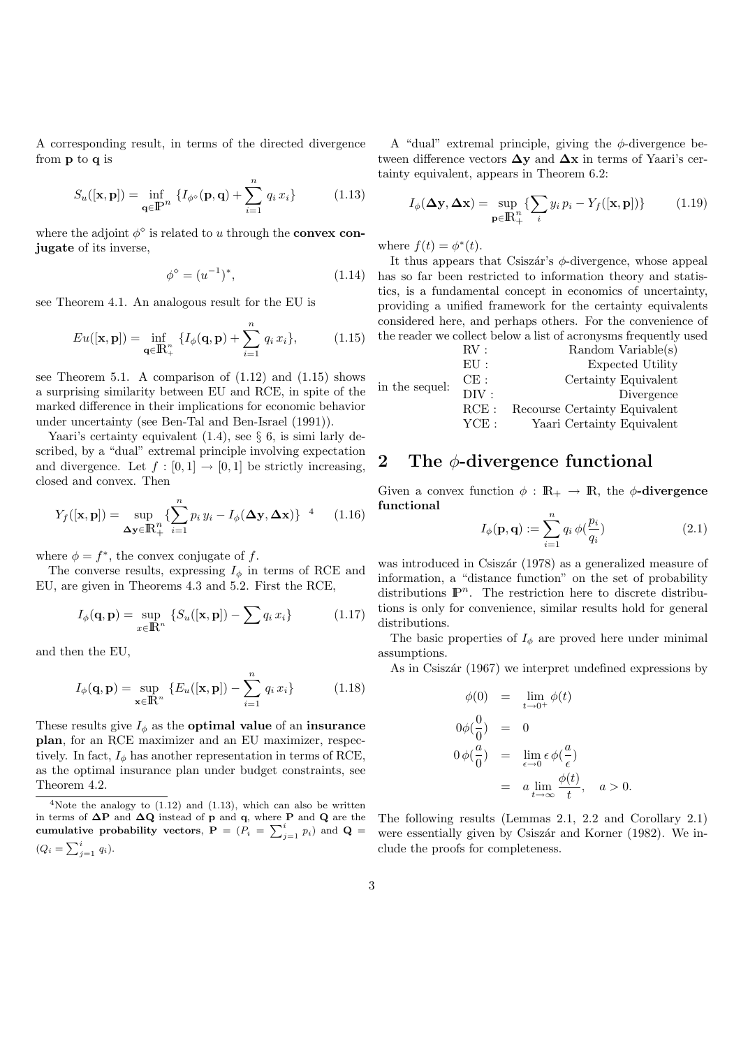A corresponding result, in terms of the directed divergence from $\mathbf{p}$ to $\mathbf{q}$ is

$$S_u([\mathbf{x},\mathbf{p}]) = \inf_{\mathbf{q}\in\mathbb{P}^n} \{I_{\phi^\diamond}(\mathbf{p},\mathbf{q}) + \sum_{i=1}^n q_i\, x_i\} \tag{1.13}$$

where the adjoint $\phi^\diamond$ is related to $u$ through the **convex conjugate** of its inverse,

$$\phi^\diamond = (u^{-1})^*, \tag{1.14}$$

see Theorem 4.1. An analogous result for the EU is

$$Eu([\mathbf{x},\mathbf{p}]) = \inf_{\mathbf{q}\in\mathbb{R}^n_+} \{I_\phi(\mathbf{q},\mathbf{p}) + \sum_{i=1}^n q_i\, x_i\}, \tag{1.15}$$

see Theorem 5.1. A comparison of (1.12) and (1.15) shows a surprising similarity between EU and RCE, in spite of the marked difference in their implications for economic behavior under uncertainty (see Ben-Tal and Ben-Israel (1991)).

Yaari's certainty equivalent (1.4), see § 6, is simi larly described, by a "dual" extremal principle involving expectation and divergence. Let $f : [0,1] \to [0,1]$ be strictly increasing, closed and convex. Then

$$Y_f([\mathbf{x},\mathbf{p}]) = \sup_{\mathbf{\Delta y}\in\mathbb{R}^n_+} \{\sum_{i=1}^n p_i\, y_i - I_\phi(\mathbf{\Delta y},\mathbf{\Delta x})\} \;[4] \tag{1.16}$$

where $\phi = f^*$, the convex conjugate of $f$.

The converse results, expressing $I_\phi$ in terms of RCE and EU, are given in Theorems 4.3 and 5.2. First the RCE,

$$I_\phi(\mathbf{q},\mathbf{p}) = \sup_{x\in\mathbb{R}^n} \{S_u([\mathbf{x},\mathbf{p}]) - \sum q_i\, x_i\} \tag{1.17}$$

and then the EU,

$$I_\phi(\mathbf{q},\mathbf{p}) = \sup_{\mathbf{x}\in\mathbb{R}^n} \{E_u([\mathbf{x},\mathbf{p}]) - \sum_{i=1}^n q_i\, x_i\} \tag{1.18}$$

These results give $I_\phi$ as the **optimal value** of an **insurance plan**, for an RCE maximizer and an EU maximizer, respectively. In fact, $I_\phi$ has another representation in terms of RCE, as the optimal insurance plan under budget constraints, see Theorem 4.2.

[4] Note the analogy to (1.12) and (1.13), which can also be written in terms of $\mathbf{\Delta P}$ and $\mathbf{\Delta Q}$ instead of $\mathbf{p}$ and $\mathbf{q}$, where $\mathbf{P}$ and $\mathbf{Q}$ are the **cumulative probability vectors**, $\mathbf{P} = (P_i = \sum_{j=1}^i p_i)$ and $\mathbf{Q} = (Q_i = \sum_{j=1}^i q_i)$.

A "dual" extremal principle, giving the $\phi$-divergence between difference vectors $\mathbf{\Delta y}$ and $\mathbf{\Delta x}$ in terms of Yaari's certainty equivalent, appears in Theorem 6.2:

$$I_\phi(\mathbf{\Delta y},\mathbf{\Delta x}) = \sup_{\mathbf{p}\in\mathbb{R}^n_+} \{\sum_i y_i\, p_i - Y_f([\mathbf{x},\mathbf{p}])\} \tag{1.19}$$

where $f(t) = \phi^*(t)$.

It thus appears that Csiszár's $\phi$-divergence, whose appeal has so far been restricted to information theory and statistics, is a fundamental concept in economics of uncertainty, providing a unified framework for the certainty equivalents considered here, and perhaps others. For the convenience of the reader we collect below a list of acronysms frequently used in the sequel:

- RV : Random Variable(s)
- EU : Expected Utility
- CE : Certainty Equivalent
- DIV : Divergence
- RCE : Recourse Certainty Equivalent
- YCE : Yaari Certainty Equivalent

## 2 The $\phi$-divergence functional

Given a convex function $\phi : \mathbb{R}_+ \to \mathbb{R}$, the **$\phi$-divergence functional**

$$I_\phi(\mathbf{p},\mathbf{q}) := \sum_{i=1}^n q_i\, \phi(\frac{p_i}{q_i}) \tag{2.1}$$

was introduced in Csiszár (1978) as a generalized measure of information, a "distance function" on the set of probability distributions $\mathbb{P}^n$. The restriction here to discrete distributions is only for convenience, similar results hold for general distributions.

The basic properties of $I_\phi$ are proved here under minimal assumptions.

As in Csiszár (1967) we interpret undefined expressions by

$$\begin{aligned}
\phi(0) &= \lim_{t\to 0^+} \phi(t) \\
0\phi(\frac{0}{0}) &= 0 \\
0\,\phi(\frac{a}{0}) &= \lim_{\epsilon\to 0} \epsilon\, \phi(\frac{a}{\epsilon}) \\
&= a \lim_{t\to\infty} \frac{\phi(t)}{t}, \quad a > 0.
\end{aligned}$$

The following results (Lemmas 2.1, 2.2 and Corollary 2.1) were essentially given by Csiszár and Korner (1982). We include the proofs for completeness.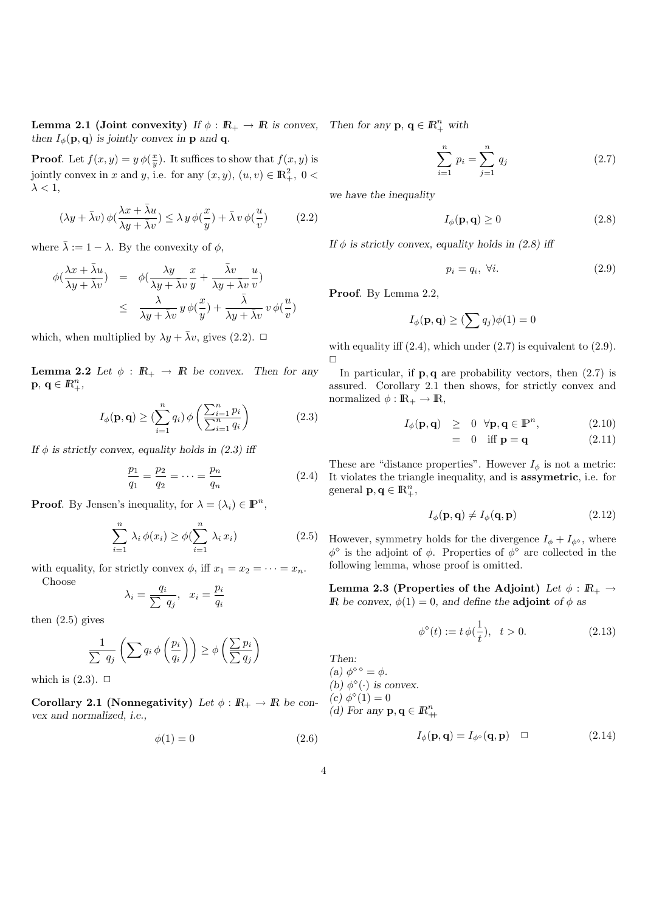**Lemma 2.1 (Joint convexity)** *If $\phi : I\!R_+ \to I\!R$ is convex, then $I_\phi(\mathbf{p}, \mathbf{q})$ is jointly convex in $\mathbf{p}$ and $\mathbf{q}$.*

**Proof**. Let $f(x, y) = y\,\phi(\frac{x}{y})$. It suffices to show that $f(x, y)$ is jointly convex in $x$ and $y$, i.e. for any $(x, y)$, $(u, v) \in \mathbb{R}^2_+$, $0 < \lambda < 1$,

$$(\lambda y + \bar{\lambda} v)\,\phi(\frac{\lambda x + \bar{\lambda} u}{\lambda y + \bar{\lambda} v}) \leq \lambda\, y\,\phi(\frac{x}{y}) + \bar{\lambda}\, v\,\phi(\frac{u}{v}) \tag{2.2}$$

where $\bar{\lambda} := 1 - \lambda$. By the convexity of $\phi$,

$$\begin{aligned} \phi(\frac{\lambda x + \bar{\lambda} u}{\lambda y + \bar{\lambda} v}) &= \phi(\frac{\lambda y}{\lambda y + \bar{\lambda} v}\frac{x}{y} + \frac{\bar{\lambda} v}{\lambda y + \bar{\lambda} v}\frac{u}{v}) \\ &\leq \frac{\lambda}{\lambda y + \bar{\lambda} v}\, y\,\phi(\frac{x}{y}) + \frac{\bar{\lambda}}{\lambda y + \bar{\lambda} v}\, v\,\phi(\frac{u}{v}) \end{aligned}$$

which, when multiplied by $\lambda y + \bar{\lambda} v$, gives (2.2). □

**Lemma 2.2** *Let $\phi : I\!R_+ \to I\!R$ be convex. Then for any $\mathbf{p}, \mathbf{q} \in I\!R^n_+$,*

$$I_\phi(\mathbf{p}, \mathbf{q}) \geq (\sum_{i=1}^{n} q_i)\,\phi\left(\frac{\sum_{i=1}^{n} p_i}{\sum_{i=1}^{n} q_i}\right) \tag{2.3}$$

*If $\phi$ is strictly convex, equality holds in (2.3) iff*

$$\frac{p_1}{q_1} = \frac{p_2}{q_2} = \cdots = \frac{p_n}{q_n} \tag{2.4}$$

**Proof**. By Jensen's inequality, for $\lambda = (\lambda_i) \in I\!P^n$,

$$\sum_{i=1}^{n} \lambda_i\,\phi(x_i) \geq \phi(\sum_{i=1}^{n} \lambda_i\, x_i) \tag{2.5}$$

with equality, for strictly convex $\phi$, iff $x_1 = x_2 = \cdots = x_n$.

Choose
$$\lambda_i = \frac{q_i}{\sum q_j}, \quad x_i = \frac{p_i}{q_i}$$

then (2.5) gives

$$\frac{1}{\sum q_j}\left(\sum q_i\,\phi\left(\frac{p_i}{q_i}\right)\right) \geq \phi\left(\frac{\sum p_i}{\sum q_j}\right)$$

which is (2.3). □

**Corollary 2.1 (Nonnegativity)** *Let $\phi : I\!R_+ \to I\!R$ be convex and normalized, i.e.,*

$$\phi(1) = 0 \tag{2.6}$$

*Then for any $\mathbf{p}, \mathbf{q} \in I\!R^n_+$ with*

$$\sum_{i=1}^{n} p_i = \sum_{j=1}^{n} q_j \tag{2.7}$$

*we have the inequality*

$$I_\phi(\mathbf{p}, \mathbf{q}) \geq 0 \tag{2.8}$$

*If $\phi$ is strictly convex, equality holds in (2.8) iff*

$$p_i = q_i, \ \forall i. \tag{2.9}$$

**Proof**. By Lemma 2.2,

$$I_\phi(\mathbf{p}, \mathbf{q}) \geq (\sum q_j)\phi(1) = 0$$

with equality iff (2.4), which under (2.7) is equivalent to (2.9). □

In particular, if $\mathbf{p}, \mathbf{q}$ are probability vectors, then (2.7) is assured. Corollary 2.1 then shows, for strictly convex and normalized $\phi : \mathbb{R}_+ \to \mathbb{R}$,

$$\begin{aligned} I_\phi(\mathbf{p}, \mathbf{q}) &\geq 0 \quad \forall \mathbf{p}, \mathbf{q} \in I\!P^n, & (2.10) \\ &= 0 \quad \text{iff } \mathbf{p} = \mathbf{q} & (2.11) \end{aligned}$$

These are "distance properties". However $I_\phi$ is not a metric: It violates the triangle inequality, and is **assymetric**, i.e. for general $\mathbf{p}, \mathbf{q} \in I\!R^n_+$,

$$I_\phi(\mathbf{p}, \mathbf{q}) \neq I_\phi(\mathbf{q}, \mathbf{p}) \tag{2.12}$$

However, symmetry holds for the divergence $I_\phi + I_{\phi^\diamond}$, where $\phi^\diamond$ is the adjoint of $\phi$. Properties of $\phi^\diamond$ are collected in the following lemma, whose proof is omitted.

**Lemma 2.3 (Properties of the Adjoint)** *Let $\phi : I\!R_+ \to I\!R$ be convex, $\phi(1) = 0$, and define the **adjoint** of $\phi$ as*

$$\phi^\diamond(t) := t\,\phi(\frac{1}{t}), \quad t > 0. \tag{2.13}$$

*Then:*
*(a) $\phi^{\diamond\diamond} = \phi$.*
*(b) $\phi^\diamond(\cdot)$ is convex.*
*(c) $\phi^\diamond(1) = 0$*
*(d) For any $\mathbf{p}, \mathbf{q} \in I\!R^n_{++}$*

$$I_\phi(\mathbf{p}, \mathbf{q}) = I_{\phi^\diamond}(\mathbf{q}, \mathbf{p}) \quad \square \tag{2.14}$$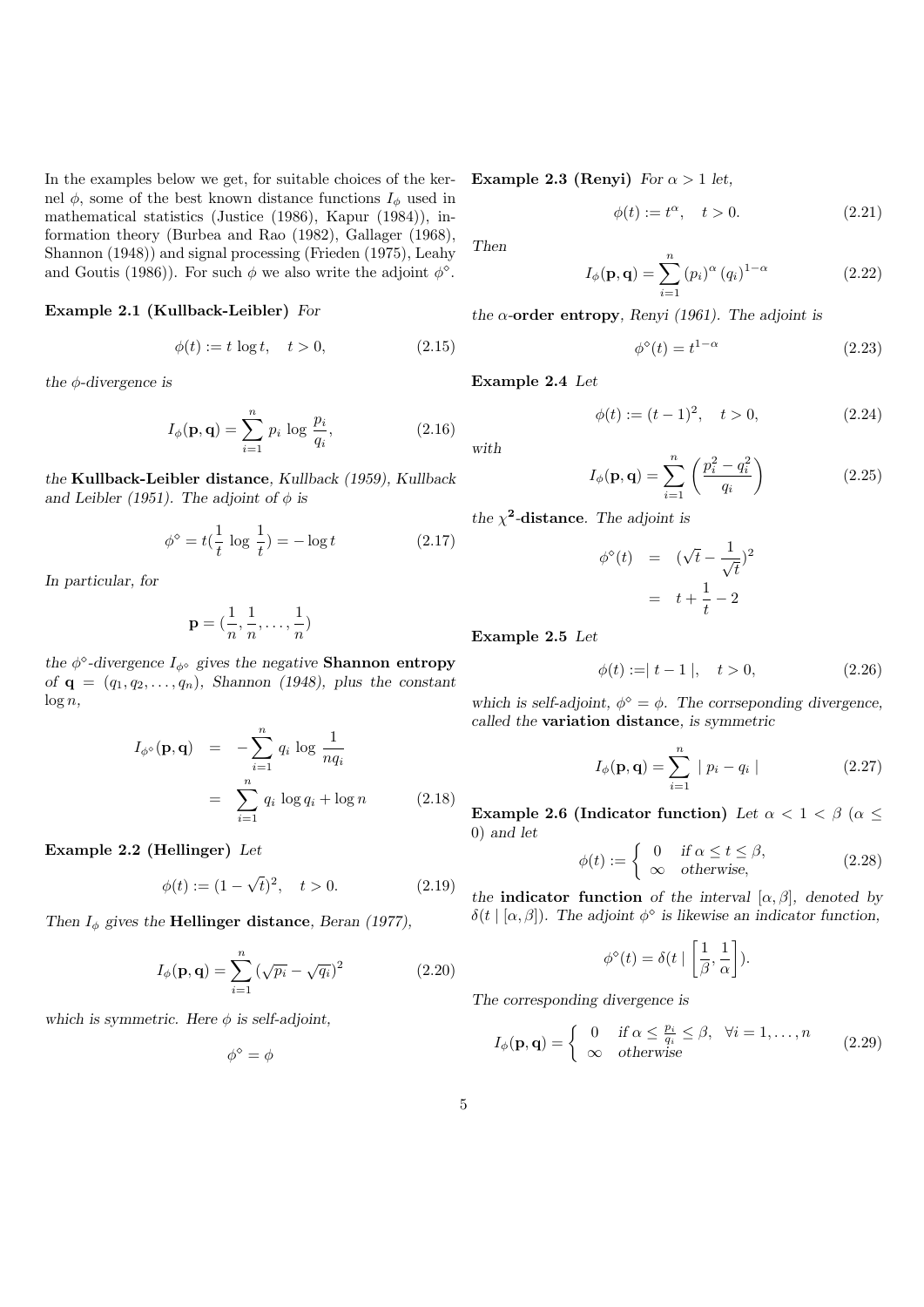In the examples below we get, for suitable choices of the kernel $\phi$, some of the best known distance functions $I_\phi$ used in mathematical statistics (Justice (1986), Kapur (1984)), information theory (Burbea and Rao (1982), Gallager (1968), Shannon (1948)) and signal processing (Frieden (1975), Leahy and Goutis (1986)). For such $\phi$ we also write the adjoint $\phi^\diamond$.

**Example 2.1 (Kullback-Leibler)** *For*

$$\phi(t) := t \log t, \quad t > 0, \tag{2.15}$$

*the $\phi$-divergence is*

$$I_\phi(\mathbf{p}, \mathbf{q}) = \sum_{i=1}^{n} p_i \log \frac{p_i}{q_i}, \tag{2.16}$$

*the* **Kullback-Leibler distance**, *Kullback (1959), Kullback and Leibler (1951). The adjoint of $\phi$ is*

$$\phi^\diamond = t\left(\frac{1}{t} \log \frac{1}{t}\right) = -\log t \tag{2.17}$$

*In particular, for*

$$\mathbf{p} = \left(\frac{1}{n}, \frac{1}{n}, \ldots, \frac{1}{n}\right)$$

*the $\phi^\diamond$-divergence $I_{\phi^\diamond}$ gives the negative* **Shannon entropy** *of $\mathbf{q} = (q_1, q_2, \ldots, q_n)$, Shannon (1948), plus the constant $\log n$,*

$$\begin{aligned} I_{\phi^\diamond}(\mathbf{p}, \mathbf{q}) &= -\sum_{i=1}^{n} q_i \log \frac{1}{nq_i} \\ &= \sum_{i=1}^{n} q_i \log q_i + \log n \end{aligned} \tag{2.18}$$

**Example 2.2 (Hellinger)** *Let*

$$\phi(t) := (1 - \sqrt{t})^2, \quad t > 0. \tag{2.19}$$

*Then $I_\phi$ gives the* **Hellinger distance**, *Beran (1977),*

$$I_\phi(\mathbf{p}, \mathbf{q}) = \sum_{i=1}^{n} (\sqrt{p_i} - \sqrt{q_i})^2 \tag{2.20}$$

*which is symmetric. Here $\phi$ is self-adjoint,*

$$\phi^\diamond = \phi$$

**Example 2.3 (Renyi)** *For $\alpha > 1$ let,*

$$\phi(t) := t^\alpha, \quad t > 0. \tag{2.21}$$

*Then*

$$I_\phi(\mathbf{p}, \mathbf{q}) = \sum_{i=1}^{n} (p_i)^\alpha (q_i)^{1-\alpha} \tag{2.22}$$

*the $\alpha$-***order entropy**, *Renyi (1961). The adjoint is*

$$\phi^\diamond(t) = t^{1-\alpha} \tag{2.23}$$

**Example 2.4** *Let*

$$\phi(t) := (t - 1)^2, \quad t > 0, \tag{2.24}$$

*with*

$$I_\phi(\mathbf{p}, \mathbf{q}) = \sum_{i=1}^{n} \left(\frac{p_i^2 - q_i^2}{q_i}\right) \tag{2.25}$$

*the* $\boldsymbol{\chi^2}$**-distance**. *The adjoint is*

$$\begin{aligned} \phi^\diamond(t) &= (\sqrt{t} - \frac{1}{\sqrt{t}})^2 \\ &= t + \frac{1}{t} - 2 \end{aligned}$$

**Example 2.5** *Let*

$$\phi(t) :=\mid t - 1 \mid, \quad t > 0, \tag{2.26}$$

*which is self-adjoint, $\phi^\diamond = \phi$. The corrseponding divergence, called the* **variation distance**, *is symmetric*

$$I_\phi(\mathbf{p}, \mathbf{q}) = \sum_{i=1}^{n} \mid p_i - q_i \mid \tag{2.27}$$

**Example 2.6 (Indicator function)** *Let $\alpha < 1 < \beta$ ($\alpha \leq 0$) and let*

$$\phi(t) := \begin{cases} 0 & \text{if } \alpha \leq t \leq \beta, \\ \infty & \text{otherwise,} \end{cases} \tag{2.28}$$

*the* **indicator function** *of the interval $[\alpha, \beta]$, denoted by $\delta(t \mid [\alpha, \beta])$. The adjoint $\phi^\diamond$ is likewise an indicator function,*

$$\phi^\diamond(t) = \delta(t \mid \left[\frac{1}{\beta}, \frac{1}{\alpha}\right]).$$

*The corresponding divergence is*

$$I_\phi(\mathbf{p}, \mathbf{q}) = \begin{cases} 0 & \text{if } \alpha \leq \frac{p_i}{q_i} \leq \beta, \quad \forall i = 1, \ldots, n \\ \infty & \text{otherwise} \end{cases} \tag{2.29}$$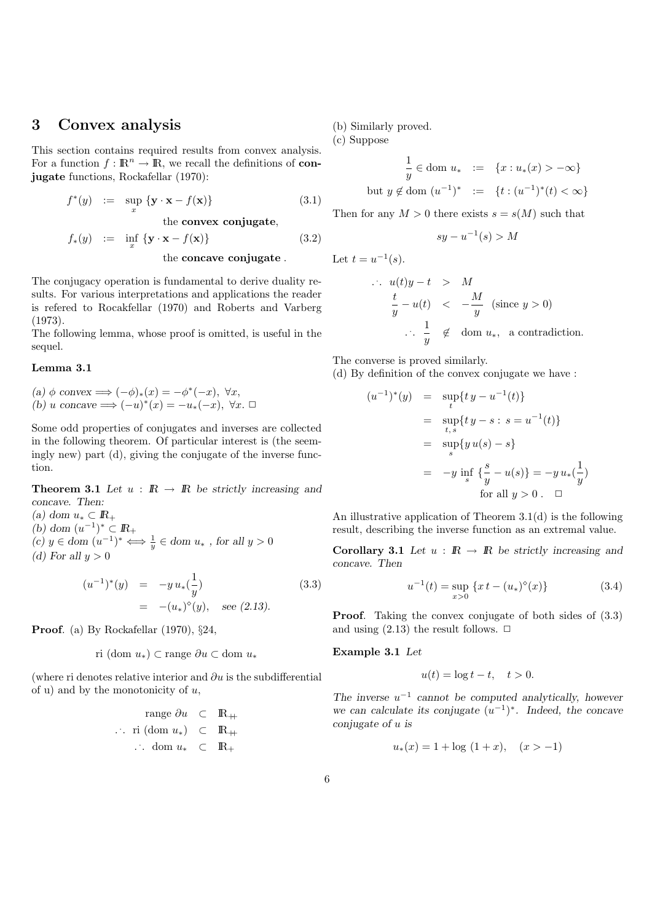## 3 Convex analysis

This section contains required results from convex analysis. For a function $f : \mathbb{R}^n \to \mathbb{R}$, we recall the definitions of **conjugate** functions, Rockafellar (1970):

$$
\begin{aligned}
f^*(y) &:= \sup_x \{\mathbf{y}\cdot\mathbf{x} - f(\mathbf{x})\} && (3.1)\\
&\qquad \text{the **convex conjugate**,} \\
f_*(y) &:= \inf_x \{\mathbf{y}\cdot\mathbf{x} - f(\mathbf{x})\} && (3.2)\\
&\qquad \text{the **concave conjugate** .}
\end{aligned}
$$

The conjugacy operation is fundamental to derive duality results. For various interpretations and applications the reader is refered to Rocakfellar (1970) and Roberts and Varberg (1973).
The following lemma, whose proof is omitted, is useful in the sequel.

**Lemma 3.1**

*(a)* $\phi$ *convex* $\Longrightarrow (-\phi)_*(x) = -\phi^*(-x),\ \forall x,$
*(b)* $u$ *concave* $\Longrightarrow (-u)^*(x) = -u_*(-x),\ \forall x.$ □

Some odd properties of conjugates and inverses are collected in the following theorem. Of particular interest is (the seemingly new) part (d), giving the conjugate of the inverse function.

**Theorem 3.1** *Let* $u : \mathbb{R} \to \mathbb{R}$ *be strictly increasing and concave. Then:*
*(a) dom* $u_* \subset \mathbb{R}_+$
*(b) dom* $(u^{-1})^* \subset \mathbb{R}_+$
*(c)* $y \in$ *dom* $(u^{-1})^* \Longleftrightarrow \frac{1}{y} \in$ *dom* $u_*$ *, for all* $y > 0$
*(d) For all* $y > 0$

$$
\begin{aligned}
(u^{-1})^*(y) &= -y\, u_*(\frac{1}{y}) && (3.3)\\
&= -(u_*)^\diamond(y), \quad \textit{see (2.13).}
\end{aligned}
$$

**Proof**. (a) By Rockafellar (1970), §24,

$$
\text{ri (dom } u_*) \subset \text{range } \partial u \subset \text{dom } u_*
$$

(where ri denotes relative interior and $\partial u$ is the subdifferential of u) and by the monotonicity of $u$,

$$
\begin{aligned}
\text{range } \partial u &\subset \mathbb{R}_{++} \\
\therefore\ \text{ri (dom } u_*) &\subset \mathbb{R}_{++} \\
\therefore\ \text{dom } u_* &\subset \mathbb{R}_{+}
\end{aligned}
$$

(b) Similarly proved.
(c) Suppose

$$
\begin{aligned}
\frac{1}{y} \in \text{dom } u_* &:= \{x : u_*(x) > -\infty\} \\
\text{but } y \notin \text{dom } (u^{-1})^* &:= \{t : (u^{-1})^*(t) < \infty\}
\end{aligned}
$$

Then for any $M > 0$ there exists $s = s(M)$ such that

$$
sy - u^{-1}(s) > M
$$

Let $t = u^{-1}(s)$.

$$
\begin{aligned}
\therefore\ u(t)y - t &> M \\
\frac{t}{y} - u(t) &< -\frac{M}{y} \quad (\text{since } y > 0) \\
\therefore\ \frac{1}{y} &\notin \text{dom } u_*, \quad \text{a contradiction.}
\end{aligned}
$$

The converse is proved similarly.
(d) By definition of the convex conjugate we have :

$$
\begin{aligned}
(u^{-1})^*(y) &= \sup_t \{t\,y - u^{-1}(t)\} \\
&= \sup_{t,\,s} \{t\,y - s :\ s = u^{-1}(t)\} \\
&= \sup_s \{y\,u(s) - s\} \\
&= -y \inf_s \{\frac{s}{y} - u(s)\} = -y\,u_*(\frac{1}{y}) \\
&\qquad \text{for all } y > 0\ . \quad \square
\end{aligned}
$$

An illustrative application of Theorem 3.1(d) is the following result, describing the inverse function as an extremal value.

**Corollary 3.1** *Let* $u : \mathbb{R} \to \mathbb{R}$ *be strictly increasing and concave. Then*

$$
u^{-1}(t) = \sup_{x>0} \{x\,t - (u_*)^\diamond(x)\} \tag{3.4}
$$

**Proof**. Taking the convex conjugate of both sides of (3.3) and using (2.13) the result follows. □

**Example 3.1** *Let*

$$
u(t) = \log t - t, \quad t > 0.
$$

*The inverse* $u^{-1}$ *cannot be computed analytically, however we can calculate its conjugate* $(u^{-1})^*$*. Indeed, the concave conjugate of* $u$ *is*

$$
u_*(x) = 1 + \log\,(1 + x), \quad (x > -1)
$$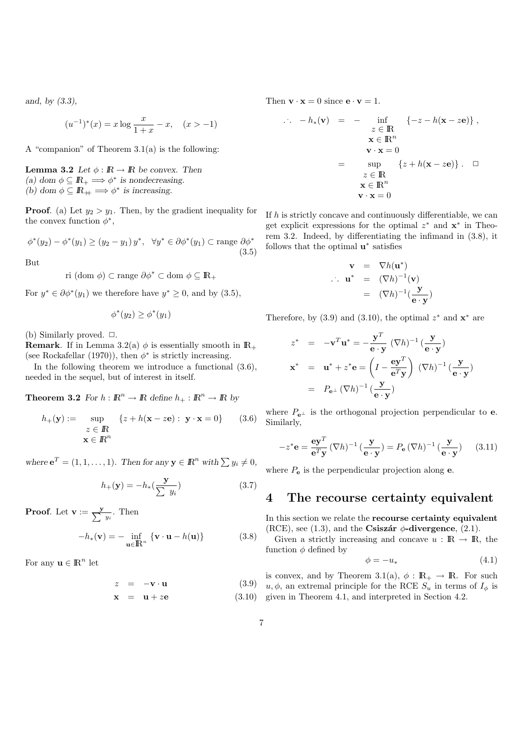*and, by (3.3),*

$$(u^{-1})^*(x) = x \log \frac{x}{1+x} - x, \quad (x > -1)$$

A "companion" of Theorem 3.1(a) is the following:

**Lemma 3.2** *Let $\phi : \mathbb{R} \to \mathbb{R}$ be convex. Then*
*(a) dom $\phi \subseteq \mathbb{R}_+ \Longrightarrow \phi^*$ is nondecreasing.*
*(b) dom $\phi \subseteq \mathbb{R}_{++} \Longrightarrow \phi^*$ is increasing.*

**Proof**. (a) Let $y_2 > y_1$. Then, by the gradient inequality for the convex function $\phi^*$,

$$\phi^*(y_2) - \phi^*(y_1) \geq (y_2 - y_1)\, y^*, \quad \forall y^* \in \partial\phi^*(y_1) \subset \text{range } \partial\phi^* \tag{3.5}$$

But

$$\text{ri (dom } \phi) \subset \text{range } \partial\phi^* \subset \text{dom } \phi \subseteq \mathbb{R}_+$$

For $y^* \in \partial\phi^*(y_1)$ we therefore have $y^* \geq 0$, and by (3.5),

$$\phi^*(y_2) \geq \phi^*(y_1)$$

(b) Similarly proved. $\square$.

**Remark**. If in Lemma 3.2(a) $\phi$ is essentially smooth in $\mathbb{R}_+$ (see Rockafellar (1970)), then $\phi^*$ is strictly increasing.

In the following theorem we introduce a functional (3.6), needed in the sequel, but of interest in itself.

**Theorem 3.2** *For $h : \mathbb{R}^n \to \mathbb{R}$ define $h_+ : \mathbb{R}^n \to \mathbb{R}$ by*

$$h_+(\mathbf{y}) := \sup_{\substack{z \in \mathbb{R} \\ \mathbf{x} \in \mathbb{R}^n}} \{z + h(\mathbf{x} - z\mathbf{e}) : \mathbf{y} \cdot \mathbf{x} = 0\} \tag{3.6}$$

*where $\mathbf{e}^T = (1, 1, \ldots, 1)$. Then for any $\mathbf{y} \in \mathbb{R}^n$ with $\sum y_i \neq 0$,*

$$h_+(\mathbf{y}) = -h_*(\frac{\mathbf{y}}{\sum\, y_i}) \tag{3.7}$$

**Proof**. Let $\mathbf{v} := \frac{\mathbf{y}}{\sum y_i}$. Then

$$-h_*(\mathbf{v}) = -\inf_{\mathbf{u} \in \mathbb{R}^n} \{\mathbf{v} \cdot \mathbf{u} - h(\mathbf{u})\} \tag{3.8}$$

For any $\mathbf{u} \in \mathbb{R}^n$ let

$$z = -\mathbf{v} \cdot \mathbf{u} \tag{3.9}$$

$$\mathbf{x} = \mathbf{u} + z\mathbf{e} \tag{3.10}$$

Then $\mathbf{v} \cdot \mathbf{x} = 0$ since $\mathbf{e} \cdot \mathbf{v} = 1$.

$$\begin{aligned}
\therefore \quad -h_*(\mathbf{v}) &= -\inf_{\substack{z \in \mathbb{R} \\ \mathbf{x} \in \mathbb{R}^n \\ \mathbf{v} \cdot \mathbf{x} = 0}} \{-z - h(\mathbf{x} - z\mathbf{e})\}\,, \\
&= \sup_{\substack{z \in \mathbb{R} \\ \mathbf{x} \in \mathbb{R}^n \\ \mathbf{v} \cdot \mathbf{x} = 0}} \{z + h(\mathbf{x} - z\mathbf{e})\}\,. \quad \square
\end{aligned}$$

If $h$ is strictly concave and continuously differentiable, we can get explicit expressions for the optimal $z^*$ and $\mathbf{x}^*$ in Theorem 3.2. Indeed, by differentiating the infimand in (3.8), it follows that the optimal $\mathbf{u}^*$ satisfies

$$\begin{aligned}
\mathbf{v} &= \nabla h(\mathbf{u}^*) \\
\therefore \quad \mathbf{u}^* &= (\nabla h)^{-1}(\mathbf{v}) \\
&= (\nabla h)^{-1}(\frac{\mathbf{y}}{\mathbf{e} \cdot \mathbf{y}})
\end{aligned}$$

Therefore, by (3.9) and (3.10), the optimal $z^*$ and $\mathbf{x}^*$ are

$$\begin{aligned}
z^* &= -\mathbf{v}^T\mathbf{u}^* = -\frac{\mathbf{y}^T}{\mathbf{e} \cdot \mathbf{y}}\, (\nabla h)^{-1}(\frac{\mathbf{y}}{\mathbf{e} \cdot \mathbf{y}}) \\
\mathbf{x}^* &= \mathbf{u}^* + z^*\mathbf{e} = \left(I - \frac{\mathbf{e}\mathbf{y}^T}{\mathbf{e}^T\mathbf{y}}\right)\, (\nabla h)^{-1}(\frac{\mathbf{y}}{\mathbf{e} \cdot \mathbf{y}}) \\
&= P_{\mathbf{e}^\perp}\, (\nabla h)^{-1}(\frac{\mathbf{y}}{\mathbf{e} \cdot \mathbf{y}})
\end{aligned}$$

where $P_{\mathbf{e}^\perp}$ is the orthogonal projection perpendicular to $\mathbf{e}$. Similarly,

$$-z^*\mathbf{e} = \frac{\mathbf{e}\mathbf{y}^T}{\mathbf{e}^T\mathbf{y}}\, (\nabla h)^{-1}(\frac{\mathbf{y}}{\mathbf{e} \cdot \mathbf{y}}) = P_{\mathbf{e}}\, (\nabla h)^{-1}(\frac{\mathbf{y}}{\mathbf{e} \cdot \mathbf{y}}) \tag{3.11}$$

where $P_{\mathbf{e}}$ is the perpendicular projection along $\mathbf{e}$.

## 4 The recourse certainty equivalent

In this section we relate the **recourse certainty equivalent** (RCE), see (1.3), and the **Csiszár $\phi$-divergence**, (2.1).

Given a strictly increasing and concave $u : \mathbb{R} \to \mathbb{R}$, the function $\phi$ defined by

$$\phi = -u_* \tag{4.1}$$

is convex, and by Theorem 3.1(a), $\phi : \mathbb{R}_+ \to \mathbb{R}$. For such $u, \phi$, an extremal principle for the RCE $S_u$ in terms of $I_\phi$ is given in Theorem 4.1, and interpreted in Section 4.2.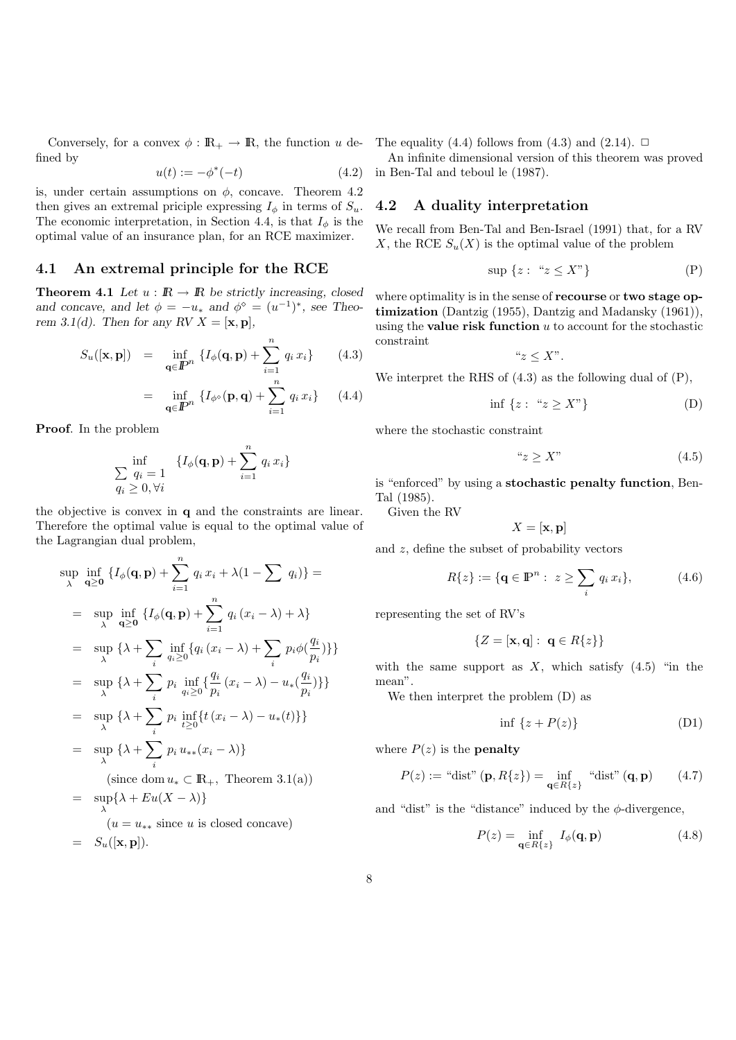Conversely, for a convex $\phi : \mathbb{R}_+ \to \mathbb{R}$, the function $u$ defined by

$$u(t) := -\phi^*(-t) \tag{4.2}$$

is, under certain assumptions on $\phi$, concave. Theorem 4.2 then gives an extremal priciple expressing $I_\phi$ in terms of $S_u$. The economic interpretation, in Section 4.4, is that $I_\phi$ is the optimal value of an insurance plan, for an RCE maximizer.

## 4.1 An extremal principle for the RCE

**Theorem 4.1** *Let $u : \mathbb{R} \to \mathbb{R}$ be strictly increasing, closed and concave, and let $\phi = -u_*$ and $\phi^\diamond = (u^{-1})^*$, see Theorem 3.1(d). Then for any RV $X = [\mathbf{x}, \mathbf{p}]$,*

$$S_u([\mathbf{x}, \mathbf{p}]) = \inf_{\mathbf{q} \in \mathbb{P}^n} \{I_\phi(\mathbf{q}, \mathbf{p}) + \sum_{i=1}^n q_i \, x_i\} \tag{4.3}$$

$$= \inf_{\mathbf{q} \in \mathbb{P}^n} \{I_{\phi^\diamond}(\mathbf{p}, \mathbf{q}) + \sum_{i=1}^n q_i \, x_i\} \tag{4.4}$$

**Proof**. In the problem

$$\inf_{\substack{\sum q_i = 1 \\ q_i \geq 0, \forall i}} \{I_\phi(\mathbf{q}, \mathbf{p}) + \sum_{i=1}^n q_i \, x_i\}$$

the objective is convex in $\mathbf{q}$ and the constraints are linear. Therefore the optimal value is equal to the optimal value of the Lagrangian dual problem,

$$\begin{aligned}
&\sup_\lambda \inf_{\mathbf{q} \geq \mathbf{0}} \{I_\phi(\mathbf{q}, \mathbf{p}) + \sum_{i=1}^n q_i \, x_i + \lambda(1 - \sum q_i)\} = \\
&= \sup_\lambda \inf_{\mathbf{q} \geq \mathbf{0}} \{I_\phi(\mathbf{q}, \mathbf{p}) + \sum_{i=1}^n q_i \, (x_i - \lambda) + \lambda\} \\
&= \sup_\lambda \{\lambda + \sum_i \inf_{q_i \geq 0} \{q_i \, (x_i - \lambda) + \sum_i p_i \phi(\frac{q_i}{p_i})\}\} \\
&= \sup_\lambda \{\lambda + \sum_i p_i \inf_{q_i \geq 0} \{\frac{q_i}{p_i} \, (x_i - \lambda) - u_*(\frac{q_i}{p_i})\}\} \\
&= \sup_\lambda \{\lambda + \sum_i p_i \inf_{t \geq 0} \{t \, (x_i - \lambda) - u_*(t)\}\} \\
&= \sup_\lambda \{\lambda + \sum_i p_i \, u_{**}(x_i - \lambda)\} \\
&\qquad (\text{since } \operatorname{dom} u_* \subset \mathbb{R}_+, \text{ Theorem 3.1(a)}) \\
&= \sup_\lambda \{\lambda + Eu(X - \lambda)\} \\
&\qquad (u = u_{**} \text{ since } u \text{ is closed concave}) \\
&= S_u([\mathbf{x}, \mathbf{p}]).
\end{aligned}$$

The equality (4.4) follows from (4.3) and (2.14). □

An infinite dimensional version of this theorem was proved in Ben-Tal and teboul le (1987).

## 4.2 A duality interpretation

We recall from Ben-Tal and Ben-Israel (1991) that, for a RV $X$, the RCE $S_u(X)$ is the optimal value of the problem

$$\sup \{z : \text{ “}z \leq X\text{”}\} \tag{P}$$

where optimality is in the sense of **recourse** or **two stage optimization** (Dantzig (1955), Dantzig and Madansky (1961)), using the **value risk function** $u$ to account for the stochastic constraint

$$\text{“}z \leq X\text{”}.$$

We interpret the RHS of (4.3) as the following dual of (P),

$$\inf \{z : \text{ “}z \geq X\text{”}\} \tag{D}$$

where the stochastic constraint

$$\text{“}z \geq X\text{”} \tag{4.5}$$

is "enforced" by using a **stochastic penalty function**, Ben-Tal (1985).

Given the RV

$$X = [\mathbf{x}, \mathbf{p}]$$

and $z$, define the subset of probability vectors

$$R\{z\} := \{\mathbf{q} \in \mathbb{P}^n : \; z \geq \sum_i q_i \, x_i\}, \tag{4.6}$$

representing the set of RV's

$$\{Z = [\mathbf{x}, \mathbf{q}] : \; \mathbf{q} \in R\{z\}\}$$

with the same support as $X$, which satisfy (4.5) "in the mean".

We then interpret the problem (D) as

$$\inf \{z + P(z)\} \tag{D1}$$

where $P(z)$ is the **penalty**

$$P(z) := \text{“dist”} \, (\mathbf{p}, R\{z\}) = \inf_{\mathbf{q} \in R\{z\}} \; \text{“dist”} \, (\mathbf{q}, \mathbf{p}) \tag{4.7}$$

and "dist" is the "distance" induced by the $\phi$-divergence,

$$P(z) = \inf_{\mathbf{q} \in R\{z\}} \; I_\phi(\mathbf{q}, \mathbf{p}) \tag{4.8}$$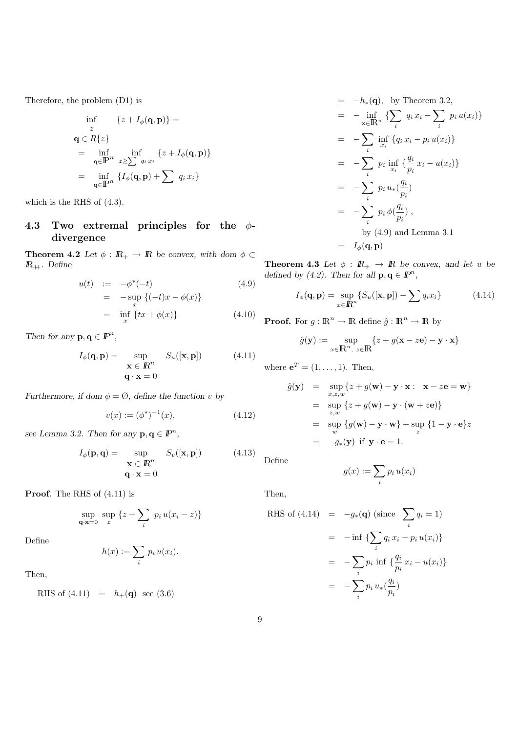Therefore, the problem (D1) is

$$
\begin{aligned}
&\inf_{\substack{z \\ \mathbf{q} \in R\{z\}}} \{z + I_\phi(\mathbf{q},\mathbf{p})\} = \\
&= \inf_{\mathbf{q}\in \mathbb{P}^n} \inf_{z \geq \sum q_i x_i} \{z + I_\phi(\mathbf{q},\mathbf{p})\} \\
&= \inf_{\mathbf{q}\in \mathbb{P}^n} \{I_\phi(\mathbf{q},\mathbf{p}) + \sum q_i x_i\}
\end{aligned}
$$

which is the RHS of (4.3).

### 4.3 Two extremal principles for the $\phi$-divergence

**Theorem 4.2** *Let $\phi : \mathbb{R}_+ \to \mathbb{R}$ be convex, with dom $\phi \subset \mathbb{R}_{++}$. Define*

$$
\begin{aligned}
u(t) &:= -\phi^*(-t) && (4.9)\\
&= -\sup_x \{(-t)x - \phi(x)\} \\
&= \inf_x \{tx + \phi(x)\} && (4.10)
\end{aligned}
$$

*Then for any $\mathbf{p},\mathbf{q} \in \mathbb{P}^n$,*

$$
I_\phi(\mathbf{q},\mathbf{p}) = \sup_{\substack{\mathbf{x}\in \mathbb{R}^n \\ \mathbf{q}\cdot\mathbf{x} = 0}} S_u([\mathbf{x},\mathbf{p}]) \tag{4.11}
$$

*Furthermore, if dom $\phi = \emptyset$, define the function $v$ by*

$$
v(x) := (\phi^*)^{-1}(x), \tag{4.12}
$$

*see Lemma 3.2. Then for any $\mathbf{p},\mathbf{q} \in \mathbb{P}^n$,*

$$
I_\phi(\mathbf{p},\mathbf{q}) = \sup_{\substack{\mathbf{x}\in \mathbb{R}^n \\ \mathbf{q}\cdot\mathbf{x} = 0}} S_v([\mathbf{x},\mathbf{p}]) \tag{4.13}
$$

**Proof**. The RHS of (4.11) is

$$
\sup_{\mathbf{q}\cdot\mathbf{x}=0} \sup_z \{z + \sum_i p_i\, u(x_i - z)\}
$$

Define

$$
h(x) := \sum_i p_i\, u(x_i).
$$

Then,

$$
\begin{aligned}
\text{RHS of (4.11)} &= h_+(\mathbf{q}) \quad \text{see (3.6)} \\
&= -h_*(\mathbf{q}), \quad \text{by Theorem 3.2,} \\
&= -\inf_{\mathbf{x}\in\mathbb{R}^n} \{\sum_i q_i\, x_i - \sum_i p_i\, u(x_i)\} \\
&= -\sum_i \inf_{x_i} \{q_i\, x_i - p_i\, u(x_i)\} \\
&= -\sum_i p_i \inf_{x_i} \{\frac{q_i}{p_i}\, x_i - u(x_i)\} \\
&= -\sum_i p_i\, u_*(\frac{q_i}{p_i}) \\
&= -\sum_i p_i\, \phi(\frac{q_i}{p_i})\ , \\
&\qquad \text{by (4.9) and Lemma 3.1} \\
&= I_\phi(\mathbf{q},\mathbf{p})
\end{aligned}
$$

**Theorem 4.3** *Let $\phi : \mathbb{R}_+ \to \mathbb{R}$ be convex, and let $u$ be defined by (4.2). Then for all $\mathbf{p},\mathbf{q} \in \mathbb{P}^n$,*

$$
I_\phi(\mathbf{q},\mathbf{p}) = \sup_{x\in\mathbb{R}^n} \{S_u([\mathbf{x},\mathbf{p}]) - \sum q_i x_i\} \tag{4.14}
$$

**Proof.** For $g : \mathbb{R}^n \to \mathbb{R}$ define $\hat{g} : \mathbb{R}^n \to \mathbb{R}$ by

$$
\hat{g}(\mathbf{y}) := \sup_{x\in\mathbb{R}^n,\ z\in\mathbb{R}} \{z + g(\mathbf{x} - z\mathbf{e}) - \mathbf{y}\cdot\mathbf{x}\}
$$

where $\mathbf{e}^T = (1,\ldots,1)$. Then,

$$
\begin{aligned}
\hat{g}(\mathbf{y}) &= \sup_{x,z,w} \{z + g(\mathbf{w}) - \mathbf{y}\cdot\mathbf{x} :\ \ \mathbf{x} - z\mathbf{e} = \mathbf{w}\} \\
&= \sup_{z,w} \{z + g(\mathbf{w}) - \mathbf{y}\cdot(\mathbf{w} + z\mathbf{e})\} \\
&= \sup_w \{g(\mathbf{w}) - \mathbf{y}\cdot\mathbf{w}\} + \sup_z \{1 - \mathbf{y}\cdot\mathbf{e}\}z \\
&= -g_*(\mathbf{y}) \ \text{ if } \ \mathbf{y}\cdot\mathbf{e} = 1.
\end{aligned}
$$

Define

$$
g(x) := \sum_i p_i\, u(x_i)
$$

Then,

$$
\begin{aligned}
\text{RHS of (4.14)} &= -g_*(\mathbf{q}) \ (\text{since } \ \sum_i q_i = 1) \\
&= -\inf\ \{\sum_i q_i\, x_i - p_i\, u(x_i)\} \\
&= -\sum_i p_i \inf\ \{\frac{q_i}{p_i}\, x_i - u(x_i)\} \\
&= -\sum_i p_i\, u_*(\frac{q_i}{p_i})
\end{aligned}
$$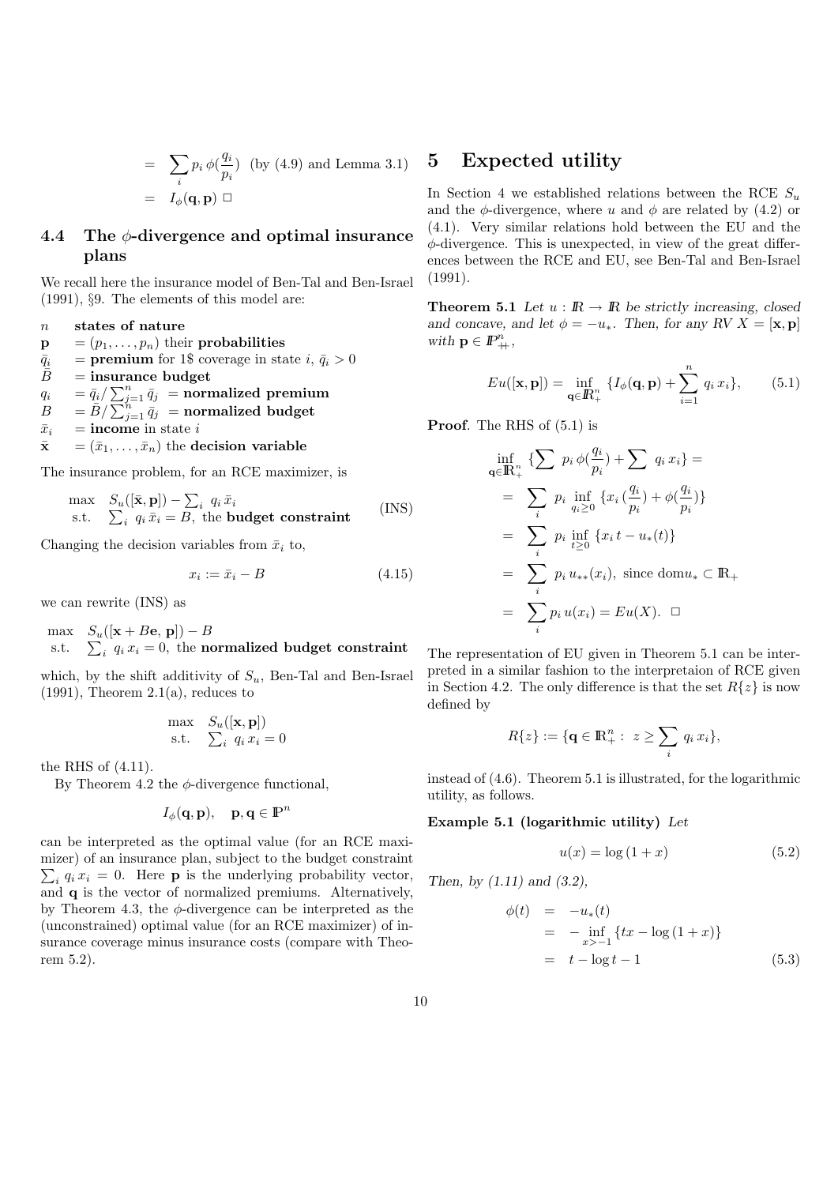$$
\begin{aligned}
&= \sum_i p_i\,\phi(\frac{q_i}{p_i}) \quad \text{(by (4.9) and Lemma 3.1)} \\
&= I_\phi(\mathbf{q},\mathbf{p}) \ \Box
\end{aligned}
$$

### 4.4 The $\phi$-divergence and optimal insurance plans

We recall here the insurance model of Ben-Tal and Ben-Israel (1991), §9. The elements of this model are:

- $n$ **states of nature**
- $\mathbf{p}$ $= (p_1,\ldots,p_n)$ their **probabilities**
- $\bar{q}_i$ $=$ **premium** for 1\$ coverage in state $i$, $\bar{q}_i > 0$
- $\bar{B}$ $=$ **insurance budget**
- $q_i$ $= \bar{q}_i / \sum_{j=1}^n \bar{q}_j$ $=$ **normalized premium**
- $B$ $= \bar{B} / \sum_{j=1}^n \bar{q}_j$ $=$ **normalized budget**
- $\bar{x}_i$ $=$ **income** in state $i$
- $\bar{\mathbf{x}}$ $= (\bar{x}_1,\ldots,\bar{x}_n)$ the **decision variable**

The insurance problem, for an RCE maximizer, is

$$
\begin{array}{ll}
\max & S_u([\bar{\mathbf{x}},\mathbf{p}]) - \sum_i q_i\,\bar{x}_i \\
\text{s.t.} & \sum_i q_i\,\bar{x}_i = B, \ \text{the } \textbf{budget constraint}
\end{array}
\qquad \text{(INS)}
$$

Changing the decision variables from $\bar{x}_i$ to,

$$
x_i := \bar{x}_i - B \tag{4.15}
$$

we can rewrite (INS) as

$$
\begin{array}{ll}
\max & S_u([\mathbf{x} + B\mathbf{e},\,\mathbf{p}]) - B \\
\text{s.t.} & \sum_i q_i\,x_i = 0, \ \text{the } \textbf{normalized budget constraint}
\end{array}
$$

which, by the shift additivity of $S_u$, Ben-Tal and Ben-Israel (1991), Theorem 2.1(a), reduces to

$$
\begin{array}{ll}
\max & S_u([\mathbf{x},\mathbf{p}]) \\
\text{s.t.} & \sum_i q_i\,x_i = 0
\end{array}
$$

the RHS of (4.11).

By Theorem 4.2 the $\phi$-divergence functional,

$$
I_\phi(\mathbf{q},\mathbf{p}), \quad \mathbf{p},\mathbf{q} \in \mathbb{P}^n
$$

can be interpreted as the optimal value (for an RCE maximizer) of an insurance plan, subject to the budget constraint $\sum_i q_i\,x_i = 0$. Here $\mathbf{p}$ is the underlying probability vector, and $\mathbf{q}$ is the vector of normalized premiums. Alternatively, by Theorem 4.3, the $\phi$-divergence can be interpreted as the (unconstrained) optimal value (for an RCE maximizer) of insurance coverage minus insurance costs (compare with Theorem 5.2).

## 5 Expected utility

In Section 4 we established relations between the RCE $S_u$ and the $\phi$-divergence, where $u$ and $\phi$ are related by (4.2) or (4.1). Very similar relations hold between the EU and the $\phi$-divergence. This is unexpected, in view of the great differences between the RCE and EU, see Ben-Tal and Ben-Israel (1991).

**Theorem 5.1** *Let $u : \mathbb{R} \to \mathbb{R}$ be strictly increasing, closed and concave, and let $\phi = -u_*$. Then, for any RV $X = [\mathbf{x},\mathbf{p}]$ with $\mathbf{p} \in \mathbb{P}^n_{++}$,*

$$
Eu([\mathbf{x},\mathbf{p}]) = \inf_{\mathbf{q}\in\mathbb{R}^n_+} \{I_\phi(\mathbf{q},\mathbf{p}) + \sum_{i=1}^n q_i\,x_i\}, \tag{5.1}
$$

**Proof**. The RHS of (5.1) is

$$
\begin{aligned}
\inf_{\mathbf{q}\in\mathbb{R}^n_+} \{\sum p_i\,\phi(\frac{q_i}{p_i}) + \sum q_i\,x_i\} &= \\
&= \sum_i p_i \inf_{q_i \ge 0} \{x_i\,(\frac{q_i}{p_i}) + \phi(\frac{q_i}{p_i})\} \\
&= \sum_i p_i \inf_{t \ge 0} \{x_i\,t - u_*(t)\} \\
&= \sum_i p_i\,u_{**}(x_i), \ \text{since } \mathrm{dom} u_* \subset \mathbb{R}_+ \\
&= \sum_i p_i\,u(x_i) = Eu(X). \ \Box
\end{aligned}
$$

The representation of EU given in Theorem 5.1 can be interpreted in a similar fashion to the interpretaion of RCE given in Section 4.2. The only difference is that the set $R\{z\}$ is now defined by

$$
R\{z\} := \{\mathbf{q} \in \mathbb{R}^n_+ : \ z \ge \sum_i q_i\,x_i\},
$$

instead of (4.6). Theorem 5.1 is illustrated, for the logarithmic utility, as follows.

**Example 5.1 (logarithmic utility)** *Let*

$$
u(x) = \log{(1+x)} \tag{5.2}
$$

*Then, by (1.11) and (3.2),*

$$
\begin{aligned}
\phi(t) &= -u_*(t) \\
&= -\inf_{x>-1} \{tx - \log{(1+x)}\} \\
&= t - \log t - 1
\end{aligned} \tag{5.3}
$$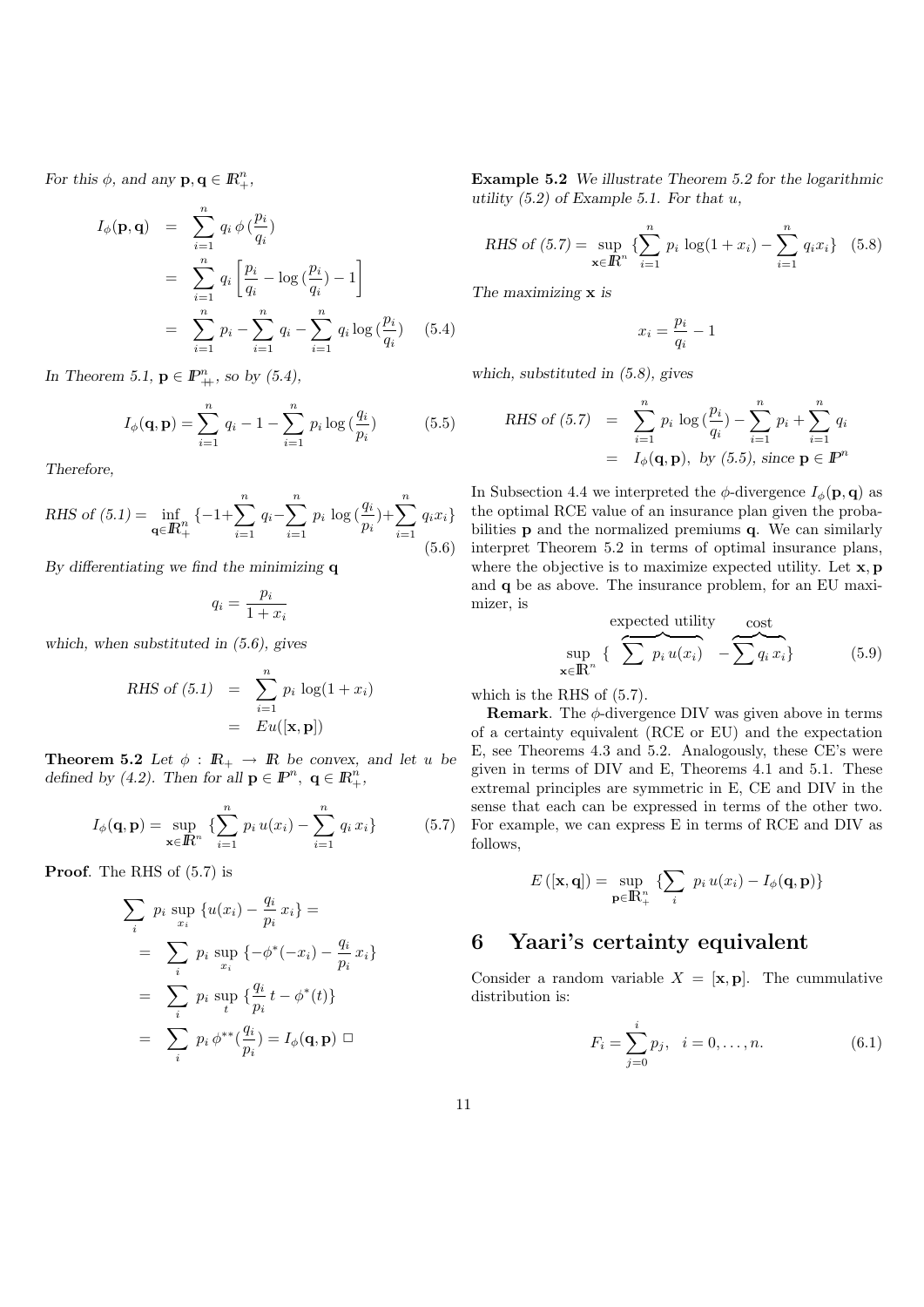*For this $\phi$, and any $\mathbf{p}, \mathbf{q} \in I\!R^n_+$,*

$$
\begin{aligned}
I_\phi(\mathbf{p}, \mathbf{q}) &= \sum_{i=1}^n q_i\, \phi\,(\frac{p_i}{q_i}) \\
&= \sum_{i=1}^n q_i \left[\frac{p_i}{q_i} - \log\,(\frac{p_i}{q_i}) - 1\right] \\
&= \sum_{i=1}^n p_i - \sum_{i=1}^n q_i - \sum_{i=1}^n q_i \log\,(\frac{p_i}{q_i}) \qquad (5.4)
\end{aligned}
$$

*In Theorem 5.1, $\mathbf{p} \in I\!P^n_{++}$, so by (5.4),*

$$
I_\phi(\mathbf{q}, \mathbf{p}) = \sum_{i=1}^n q_i - 1 - \sum_{i=1}^n p_i \log\,(\frac{q_i}{p_i}) \qquad (5.5)
$$

*Therefore,*

$$
\text{RHS of (5.1)} = \inf_{\mathbf{q} \in I\!R^n_+} \{-1 + \sum_{i=1}^n q_i - \sum_{i=1}^n p_i \log\,(\frac{q_i}{p_i}) + \sum_{i=1}^n q_i x_i\} \qquad (5.6)
$$

*By differentiating we find the minimizing $\mathbf{q}$*

$$
q_i = \frac{p_i}{1 + x_i}
$$

*which, when substituted in (5.6), gives*

$$
\begin{aligned}
\text{RHS of (5.1)} &= \sum_{i=1}^n p_i \log(1 + x_i) \\
&= Eu([\mathbf{x}, \mathbf{p}])
\end{aligned}
$$

**Theorem 5.2** *Let $\phi : I\!R_+ \to I\!R$ be convex, and let $u$ be defined by (4.2). Then for all $\mathbf{p} \in I\!P^n$, $\mathbf{q} \in I\!R^n_+$,*

$$
I_\phi(\mathbf{q}, \mathbf{p}) = \sup_{\mathbf{x} \in I\!R^n} \{\sum_{i=1}^n p_i\, u(x_i) - \sum_{i=1}^n q_i\, x_i\} \qquad (5.7)
$$

**Proof**. The RHS of (5.7) is

$$
\begin{aligned}
\sum_i p_i \sup_{x_i} \{u(x_i) - \frac{q_i}{p_i}\, x_i\} &= \\
&= \sum_i p_i \sup_{x_i} \{-\phi^*(-x_i) - \frac{q_i}{p_i}\, x_i\} \\
&= \sum_i p_i \sup_t \{\frac{q_i}{p_i}\, t - \phi^*(t)\} \\
&= \sum_i p_i\, \phi^{**}(\frac{q_i}{p_i}) = I_\phi(\mathbf{q}, \mathbf{p})\ \square
\end{aligned}
$$

**Example 5.2** *We illustrate Theorem 5.2 for the logarithmic utility (5.2) of Example 5.1. For that $u$,*

$$
\text{RHS of (5.7)} = \sup_{\mathbf{x} \in I\!R^n} \{\sum_{i=1}^n p_i \log(1 + x_i) - \sum_{i=1}^n q_i x_i\} \qquad (5.8)
$$

*The maximizing $\mathbf{x}$ is*

$$
x_i = \frac{p_i}{q_i} - 1
$$

*which, substituted in (5.8), gives*

$$
\begin{aligned}
\text{RHS of (5.7)} &= \sum_{i=1}^n p_i \log\,(\frac{p_i}{q_i}) - \sum_{i=1}^n p_i + \sum_{i=1}^n q_i \\
&= I_\phi(\mathbf{q}, \mathbf{p}),\ \text{by (5.5), since } \mathbf{p} \in I\!P^n
\end{aligned}
$$

In Subsection 4.4 we interpreted the $\phi$-divergence $I_\phi(\mathbf{p}, \mathbf{q})$ as the optimal RCE value of an insurance plan given the probabilities $\mathbf{p}$ and the normalized premiums $\mathbf{q}$. We can similarly interpret Theorem 5.2 in terms of optimal insurance plans, where the objective is to maximize expected utility. Let $\mathbf{x}, \mathbf{p}$ and $\mathbf{q}$ be as above. The insurance problem, for an EU maximizer, is

$$
\sup_{\mathbf{x} \in I\!R^n} \{\ \overbrace{\sum p_i\, u(x_i)}^{\text{expected utility}}\ - \overbrace{\sum q_i\, x_i}^{\text{cost}}\} \qquad (5.9)
$$

which is the RHS of (5.7).

**Remark**. The $\phi$-divergence DIV was given above in terms of a certainty equivalent (RCE or EU) and the expectation E, see Theorems 4.3 and 5.2. Analogously, these CE's were given in terms of DIV and E, Theorems 4.1 and 5.1. These extremal principles are symmetric in E, CE and DIV in the sense that each can be expressed in terms of the other two. For example, we can express E in terms of RCE and DIV as follows,

$$
E\,([\mathbf{x}, \mathbf{q}]) = \sup_{\mathbf{p} \in I\!R^n_+} \{\sum_i p_i\, u(x_i) - I_\phi(\mathbf{q}, \mathbf{p})\}
$$

# 6 Yaari's certainty equivalent

Consider a random variable $X = [\mathbf{x}, \mathbf{p}]$. The cummulative distribution is:

$$
F_i = \sum_{j=0}^i p_j, \quad i = 0, \ldots, n. \qquad (6.1)
$$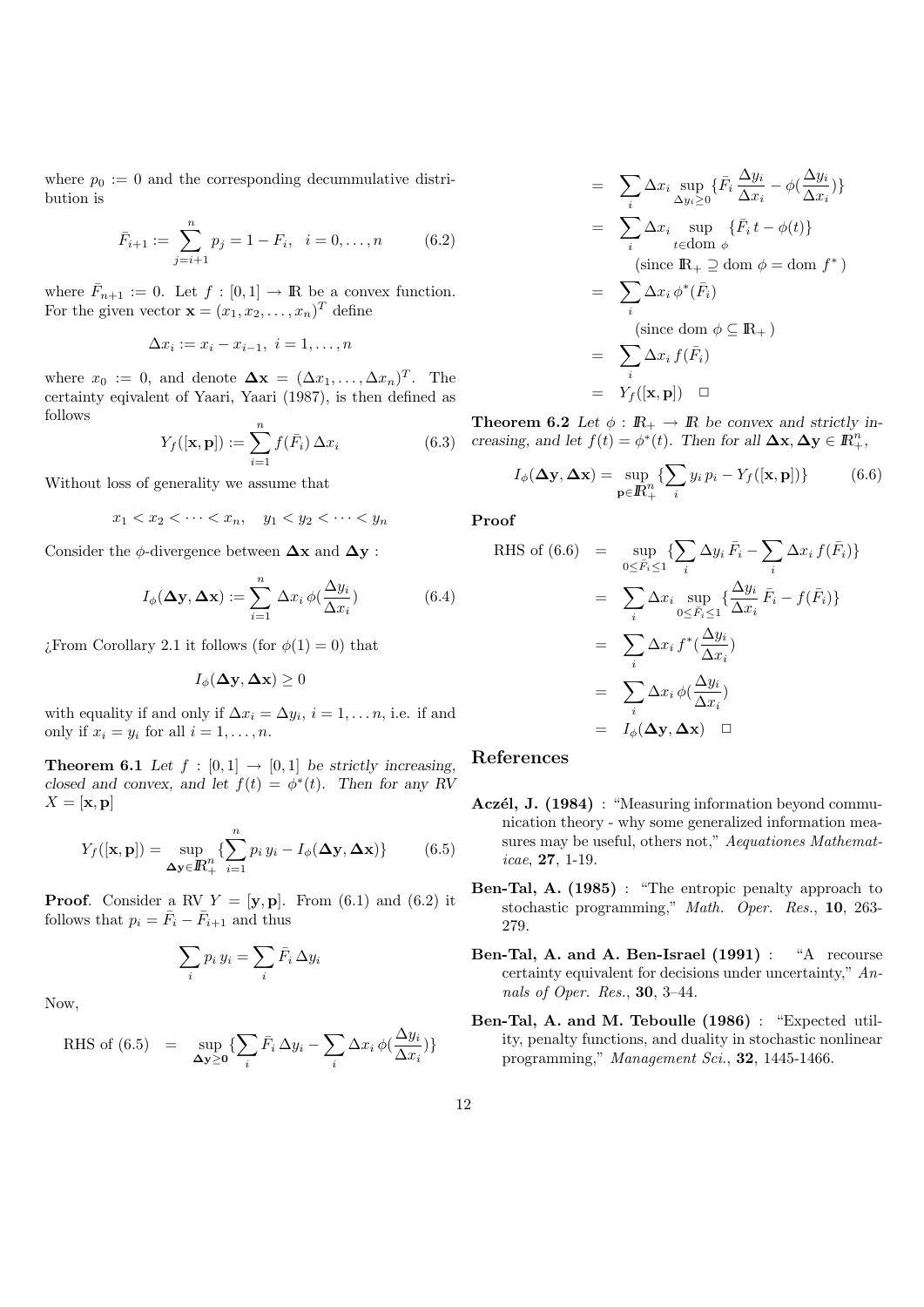where $p_0 := 0$ and the corresponding decummulative distribution is

$$\bar{F}_{i+1} := \sum_{j=i+1}^{n} p_j = 1 - F_i, \quad i = 0, \ldots, n \tag{6.2}$$

where $\bar{F}_{n+1} := 0$. Let $f : [0,1] \to \mathbb{R}$ be a convex function. For the given vector $\mathbf{x} = (x_1, x_2, \ldots, x_n)^T$ define

$$\Delta x_i := x_i - x_{i-1}, \ i = 1, \ldots, n$$

where $x_0 := 0$, and denote $\mathbf{\Delta x} = (\Delta x_1, \ldots, \Delta x_n)^T$. The certainty eqivalent of Yaari, Yaari (1987), is then defined as follows

$$Y_f([\mathbf{x}, \mathbf{p}]) := \sum_{i=1}^{n} f(\bar{F}_i)\, \Delta x_i \tag{6.3}$$

Without loss of generality we assume that

$$x_1 < x_2 < \cdots < x_n, \quad y_1 < y_2 < \cdots < y_n$$

Consider the $\phi$-divergence between $\mathbf{\Delta x}$ and $\mathbf{\Delta y}$ :

$$I_\phi(\mathbf{\Delta y}, \mathbf{\Delta x}) := \sum_{i=1}^{n} \Delta x_i \, \phi(\frac{\Delta y_i}{\Delta x_i}) \tag{6.4}$$

¿From Corollary 2.1 it follows (for $\phi(1) = 0$) that

$$I_\phi(\mathbf{\Delta y}, \mathbf{\Delta x}) \geq 0$$

with equality if and only if $\Delta x_i = \Delta y_i$, $i = 1, \ldots n$, i.e. if and only if $x_i = y_i$ for all $i = 1, \ldots, n$.

**Theorem 6.1** *Let $f : [0,1] \to [0,1]$ be strictly increasing, closed and convex, and let $f(t) = \phi^*(t)$. Then for any RV $X = [\mathbf{x}, \mathbf{p}]$*

$$Y_f([\mathbf{x}, \mathbf{p}]) = \sup_{\mathbf{\Delta y} \in \mathbb{R}^n_+} \{ \sum_{i=1}^{n} p_i \, y_i - I_\phi(\mathbf{\Delta y}, \mathbf{\Delta x}) \} \tag{6.5}$$

**Proof**. Consider a RV $Y = [\mathbf{y}, \mathbf{p}]$. From (6.1) and (6.2) it follows that $p_i = \bar{F}_i - \bar{F}_{i+1}$ and thus

$$\sum_i p_i \, y_i = \sum_i \bar{F}_i \, \Delta y_i$$

Now,

$$\begin{aligned}
\text{RHS of (6.5)} &= \sup_{\mathbf{\Delta y} \geq \mathbf{0}} \{ \sum_i \bar{F}_i \, \Delta y_i - \sum_i \Delta x_i \, \phi(\frac{\Delta y_i}{\Delta x_i}) \} \\
&= \sum_i \Delta x_i \sup_{\Delta y_i \geq 0} \{ \bar{F}_i \, \frac{\Delta y_i}{\Delta x_i} - \phi(\frac{\Delta y_i}{\Delta x_i}) \} \\
&= \sum_i \Delta x_i \sup_{t \in \text{dom } \phi} \{ \bar{F}_i \, t - \phi(t) \} \\
&\qquad (\text{since } \mathbb{R}_+ \supseteq \text{dom } \phi = \text{dom } f^* \,) \\
&= \sum_i \Delta x_i \, \phi^*(\bar{F}_i) \\
&\qquad (\text{since dom } \phi \subseteq \mathbb{R}_+ \,) \\
&= \sum_i \Delta x_i \, f(\bar{F}_i) \\
&= Y_f([\mathbf{x}, \mathbf{p}]) \quad \square
\end{aligned}$$

**Theorem 6.2** *Let $\phi : \mathbb{R}_+ \to \mathbb{R}$ be convex and strictly increasing, and let $f(t) = \phi^*(t)$. Then for all $\mathbf{\Delta x}, \mathbf{\Delta y} \in \mathbb{R}^n_+$,*

$$I_\phi(\mathbf{\Delta y}, \mathbf{\Delta x}) = \sup_{\mathbf{p} \in \mathbb{R}^n_+} \{ \sum_i y_i \, p_i - Y_f([\mathbf{x}, \mathbf{p}]) \} \tag{6.6}$$

**Proof**

$$\begin{aligned}
\text{RHS of (6.6)} &= \sup_{0 \leq \bar{F}_i \leq 1} \{ \sum_i \Delta y_i \, \bar{F}_i - \sum_i \Delta x_i \, f(\bar{F}_i) \} \\
&= \sum_i \Delta x_i \sup_{0 \leq \bar{F}_i \leq 1} \{ \frac{\Delta y_i}{\Delta x_i} \, \bar{F}_i - f(\bar{F}_i) \} \\
&= \sum_i \Delta x_i \, f^*(\frac{\Delta y_i}{\Delta x_i}) \\
&= \sum_i \Delta x_i \, \phi(\frac{\Delta y_i}{\Delta x_i}) \\
&= I_\phi(\mathbf{\Delta y}, \mathbf{\Delta x}) \quad \square
\end{aligned}$$

## References

**Aczél, J. (1984)** : "Measuring information beyond communication theory - why some generalized information measures may be useful, others not," *Aequationes Mathematicae*, **27**, 1-19.

**Ben-Tal, A. (1985)** : "The entropic penalty approach to stochastic programming," *Math. Oper. Res.*, **10**, 263-279.

**Ben-Tal, A. and A. Ben-Israel (1991)** : "A recourse certainty equivalent for decisions under uncertainty," *Annals of Oper. Res.*, **30**, 3–44.

**Ben-Tal, A. and M. Teboulle (1986)** : "Expected utility, penalty functions, and duality in stochastic nonlinear programming," *Management Sci.*, **32**, 1445-1466.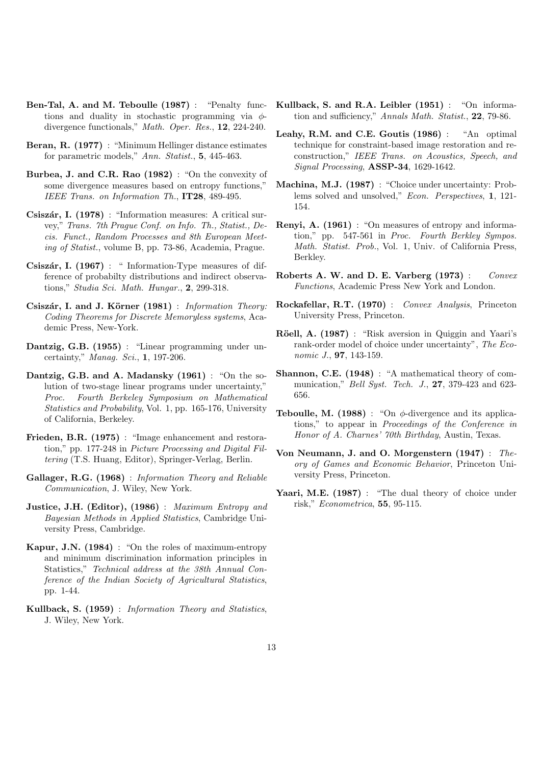**Ben-Tal, A. and M. Teboulle (1987)** : "Penalty functions and duality in stochastic programming via $\phi$-divergence functionals," *Math. Oper. Res.*, **12**, 224-240.

**Beran, R. (1977)** : "Minimum Hellinger distance estimates for parametric models," *Ann. Statist.*, **5**, 445-463.

**Burbea, J. and C.R. Rao (1982)** : "On the convexity of some divergence measures based on entropy functions," *IEEE Trans. on Information Th.*, **IT28**, 489-495.

**Csiszár, I. (1978)** : "Information measures: A critical survey," *Trans. 7th Prague Conf. on Info. Th., Statist., Decis. Funct., Random Processes and 8th European Meeting of Statist.*, volume B, pp. 73-86, Academia, Prague.

**Csiszár, I. (1967)** : " Information-Type measures of difference of probabilty distributions and indirect observations," *Studia Sci. Math. Hungar.*, **2**, 299-318.

**Csiszár, I. and J. Körner (1981)** : *Information Theory: Coding Theorems for Discrete Memoryless systems*, Academic Press, New-York.

**Dantzig, G.B. (1955)** : "Linear programming under uncertainty," *Manag. Sci.*, **1**, 197-206.

**Dantzig, G.B. and A. Madansky (1961)** : "On the solution of two-stage linear programs under uncertainty," *Proc. Fourth Berkeley Symposium on Mathematical Statistics and Probability*, Vol. 1, pp. 165-176, University of California, Berkeley.

**Frieden, B.R. (1975)** : "Image enhancement and restoration," pp. 177-248 in *Picture Processing and Digital Filtering* (T.S. Huang, Editor), Springer-Verlag, Berlin.

**Gallager, R.G. (1968)** : *Information Theory and Reliable Communication*, J. Wiley, New York.

**Justice, J.H. (Editor), (1986)** : *Maximum Entropy and Bayesian Methods in Applied Statistics*, Cambridge University Press, Cambridge.

**Kapur, J.N. (1984)** : "On the roles of maximum-entropy and minimum discrimination information principles in Statistics," *Technical address at the 38th Annual Conference of the Indian Society of Agricultural Statistics*, pp. 1-44.

**Kullback, S. (1959)** : *Information Theory and Statistics*, J. Wiley, New York.

**Kullback, S. and R.A. Leibler (1951)** : "On information and sufficiency," *Annals Math. Statist.*, **22**, 79-86.

**Leahy, R.M. and C.E. Goutis (1986)** : "An optimal technique for constraint-based image restoration and reconstruction," *IEEE Trans. on Acoustics, Speech, and Signal Processing*, **ASSP-34**, 1629-1642.

**Machina, M.J. (1987)** : "Choice under uncertainty: Problems solved and unsolved," *Econ. Perspectives*, **1**, 121-154.

**Renyi, A. (1961)** : "On measures of entropy and information," pp. 547-561 in *Proc. Fourth Berkley Sympos. Math. Statist. Prob.*, Vol. 1, Univ. of California Press, Berkley.

**Roberts A. W. and D. E. Varberg (1973)** : *Convex Functions*, Academic Press New York and London.

**Rockafellar, R.T. (1970)** : *Convex Analysis*, Princeton University Press, Princeton.

**Röell, A. (1987)** : "Risk aversion in Quiggin and Yaari's rank-order model of choice under uncertainty", *The Economic J.*, **97**, 143-159.

**Shannon, C.E. (1948)** : "A mathematical theory of communication," *Bell Syst. Tech. J.*, **27**, 379-423 and 623-656.

**Teboulle, M. (1988)** : "On $\phi$-divergence and its applications," to appear in *Proceedings of the Conference in Honor of A. Charnes' 70th Birthday*, Austin, Texas.

**Von Neumann, J. and O. Morgenstern (1947)** : *Theory of Games and Economic Behavior*, Princeton University Press, Princeton.

**Yaari, M.E. (1987)** : "The dual theory of choice under risk," *Econometrica*, **55**, 95-115.